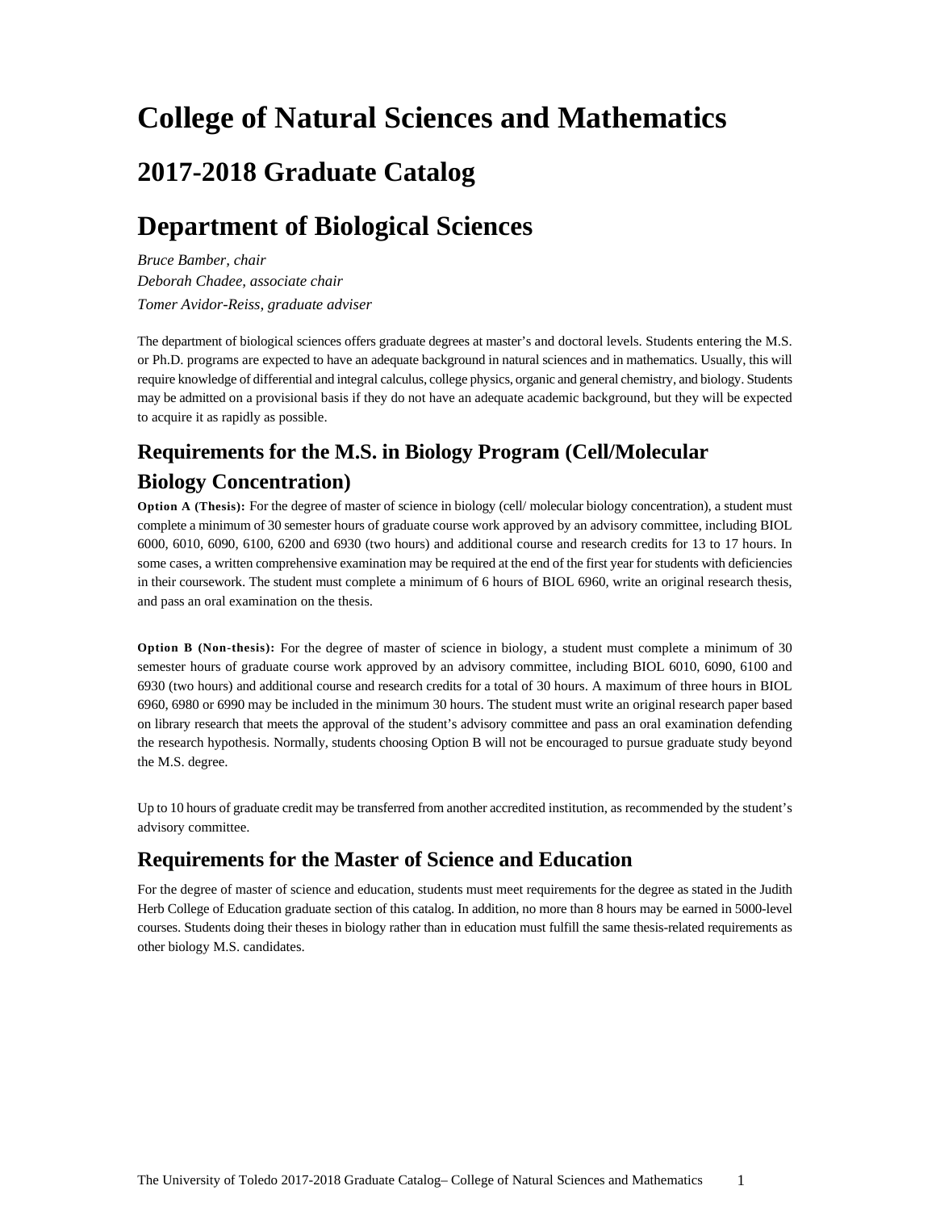# College of Natural Sciences and Mathematics

## 2017-2018 Graduate Catalog

# Department of Biological Sciences

*Bruce Bamber, chair*
*Deborah Chadee, associate chair*
*Tomer Avidor-Reiss, graduate adviser*

The department of biological sciences offers graduate degrees at master's and doctoral levels. Students entering the M.S. or Ph.D. programs are expected to have an adequate background in natural sciences and in mathematics. Usually, this will require knowledge of differential and integral calculus, college physics, organic and general chemistry, and biology. Students may be admitted on a provisional basis if they do not have an adequate academic background, but they will be expected to acquire it as rapidly as possible.

## Requirements for the M.S. in Biology Program (Cell/Molecular Biology Concentration)

**Option A (Thesis):** For the degree of master of science in biology (cell/ molecular biology concentration), a student must complete a minimum of 30 semester hours of graduate course work approved by an advisory committee, including BIOL 6000, 6010, 6090, 6100, 6200 and 6930 (two hours) and additional course and research credits for 13 to 17 hours. In some cases, a written comprehensive examination may be required at the end of the first year for students with deficiencies in their coursework. The student must complete a minimum of 6 hours of BIOL 6960, write an original research thesis, and pass an oral examination on the thesis.

**Option B (Non-thesis):** For the degree of master of science in biology, a student must complete a minimum of 30 semester hours of graduate course work approved by an advisory committee, including BIOL 6010, 6090, 6100 and 6930 (two hours) and additional course and research credits for a total of 30 hours. A maximum of three hours in BIOL 6960, 6980 or 6990 may be included in the minimum 30 hours. The student must write an original research paper based on library research that meets the approval of the student's advisory committee and pass an oral examination defending the research hypothesis. Normally, students choosing Option B will not be encouraged to pursue graduate study beyond the M.S. degree.

Up to 10 hours of graduate credit may be transferred from another accredited institution, as recommended by the student's advisory committee.

## Requirements for the Master of Science and Education

For the degree of master of science and education, students must meet requirements for the degree as stated in the Judith Herb College of Education graduate section of this catalog. In addition, no more than 8 hours may be earned in 5000-level courses. Students doing their theses in biology rather than in education must fulfill the same thesis-related requirements as other biology M.S. candidates.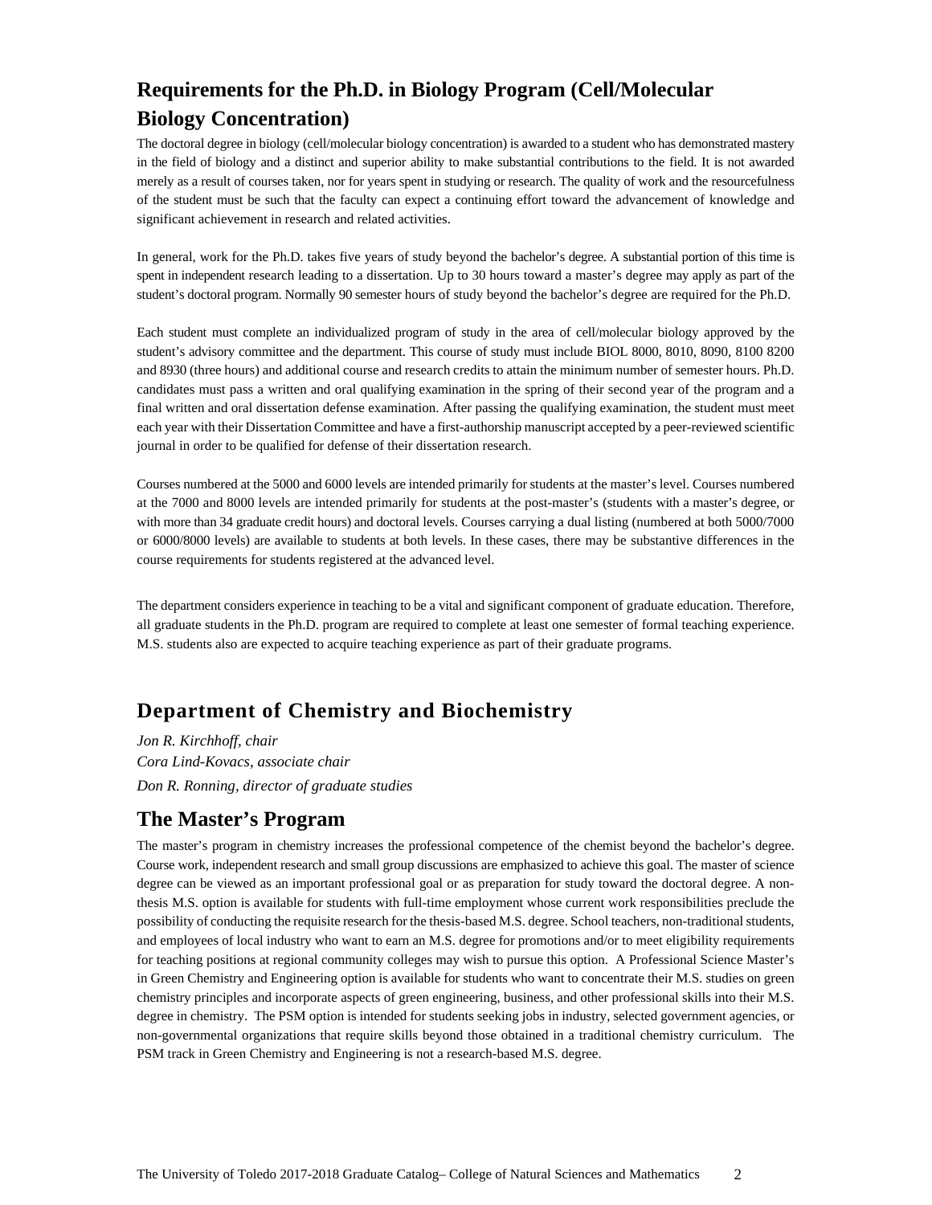## Requirements for the Ph.D. in Biology Program (Cell/Molecular Biology Concentration)

The doctoral degree in biology (cell/molecular biology concentration) is awarded to a student who has demonstrated mastery in the field of biology and a distinct and superior ability to make substantial contributions to the field. It is not awarded merely as a result of courses taken, nor for years spent in studying or research. The quality of work and the resourcefulness of the student must be such that the faculty can expect a continuing effort toward the advancement of knowledge and significant achievement in research and related activities.

In general, work for the Ph.D. takes five years of study beyond the bachelor's degree. A substantial portion of this time is spent in independent research leading to a dissertation. Up to 30 hours toward a master's degree may apply as part of the student's doctoral program. Normally 90 semester hours of study beyond the bachelor's degree are required for the Ph.D.

Each student must complete an individualized program of study in the area of cell/molecular biology approved by the student's advisory committee and the department. This course of study must include BIOL 8000, 8010, 8090, 8100 8200 and 8930 (three hours) and additional course and research credits to attain the minimum number of semester hours. Ph.D. candidates must pass a written and oral qualifying examination in the spring of their second year of the program and a final written and oral dissertation defense examination. After passing the qualifying examination, the student must meet each year with their Dissertation Committee and have a first-authorship manuscript accepted by a peer-reviewed scientific journal in order to be qualified for defense of their dissertation research.

Courses numbered at the 5000 and 6000 levels are intended primarily for students at the master's level. Courses numbered at the 7000 and 8000 levels are intended primarily for students at the post-master's (students with a master's degree, or with more than 34 graduate credit hours) and doctoral levels. Courses carrying a dual listing (numbered at both 5000/7000 or 6000/8000 levels) are available to students at both levels. In these cases, there may be substantive differences in the course requirements for students registered at the advanced level.

The department considers experience in teaching to be a vital and significant component of graduate education. Therefore, all graduate students in the Ph.D. program are required to complete at least one semester of formal teaching experience. M.S. students also are expected to acquire teaching experience as part of their graduate programs.

## Department of Chemistry and Biochemistry

*Jon R. Kirchhoff, chair*
*Cora Lind-Kovacs, associate chair*
*Don R. Ronning, director of graduate studies*

## The Master's Program

The master's program in chemistry increases the professional competence of the chemist beyond the bachelor's degree. Course work, independent research and small group discussions are emphasized to achieve this goal. The master of science degree can be viewed as an important professional goal or as preparation for study toward the doctoral degree. A non-thesis M.S. option is available for students with full-time employment whose current work responsibilities preclude the possibility of conducting the requisite research for the thesis-based M.S. degree. School teachers, non-traditional students, and employees of local industry who want to earn an M.S. degree for promotions and/or to meet eligibility requirements for teaching positions at regional community colleges may wish to pursue this option. A Professional Science Master's in Green Chemistry and Engineering option is available for students who want to concentrate their M.S. studies on green chemistry principles and incorporate aspects of green engineering, business, and other professional skills into their M.S. degree in chemistry. The PSM option is intended for students seeking jobs in industry, selected government agencies, or non-governmental organizations that require skills beyond those obtained in a traditional chemistry curriculum. The PSM track in Green Chemistry and Engineering is not a research-based M.S. degree.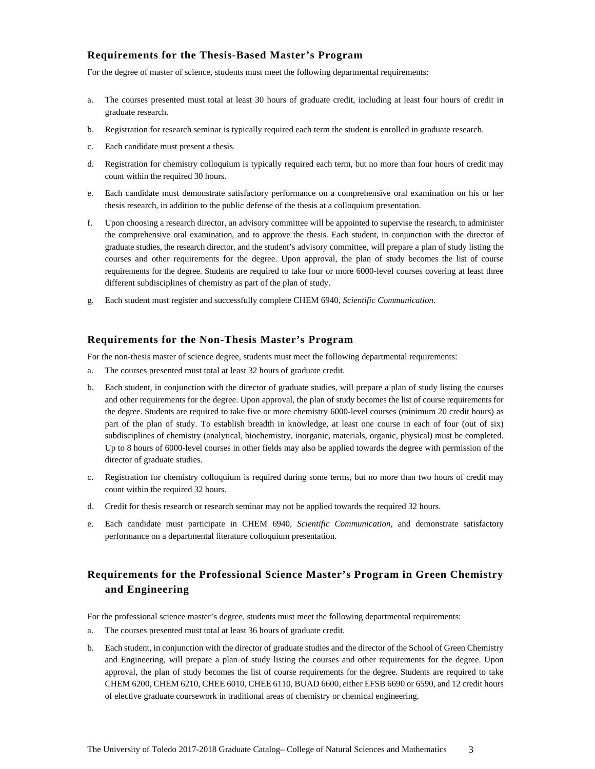### Requirements for the Thesis-Based Master's Program

For the degree of master of science, students must meet the following departmental requirements:

a. The courses presented must total at least 30 hours of graduate credit, including at least four hours of credit in graduate research.

b. Registration for research seminar is typically required each term the student is enrolled in graduate research.

c. Each candidate must present a thesis.

d. Registration for chemistry colloquium is typically required each term, but no more than four hours of credit may count within the required 30 hours.

e. Each candidate must demonstrate satisfactory performance on a comprehensive oral examination on his or her thesis research, in addition to the public defense of the thesis at a colloquium presentation.

f. Upon choosing a research director, an advisory committee will be appointed to supervise the research, to administer the comprehensive oral examination, and to approve the thesis. Each student, in conjunction with the director of graduate studies, the research director, and the student's advisory committee, will prepare a plan of study listing the courses and other requirements for the degree. Upon approval, the plan of study becomes the list of course requirements for the degree. Students are required to take four or more 6000-level courses covering at least three different subdisciplines of chemistry as part of the plan of study.

g. Each student must register and successfully complete CHEM 6940, *Scientific Communication.*

### Requirements for the Non-Thesis Master's Program

For the non-thesis master of science degree, students must meet the following departmental requirements:

a. The courses presented must total at least 32 hours of graduate credit.

b. Each student, in conjunction with the director of graduate studies, will prepare a plan of study listing the courses and other requirements for the degree. Upon approval, the plan of study becomes the list of course requirements for the degree. Students are required to take five or more chemistry 6000-level courses (minimum 20 credit hours) as part of the plan of study. To establish breadth in knowledge, at least one course in each of four (out of six) subdisciplines of chemistry (analytical, biochemistry, inorganic, materials, organic, physical) must be completed. Up to 8 hours of 6000-level courses in other fields may also be applied towards the degree with permission of the director of graduate studies.

c. Registration for chemistry colloquium is required during some terms, but no more than two hours of credit may count within the required 32 hours.

d. Credit for thesis research or research seminar may not be applied towards the required 32 hours.

e. Each candidate must participate in CHEM 6940, *Scientific Communication*, and demonstrate satisfactory performance on a departmental literature colloquium presentation.

### Requirements for the Professional Science Master's Program in Green Chemistry and Engineering

For the professional science master's degree, students must meet the following departmental requirements:

a. The courses presented must total at least 36 hours of graduate credit.

b. Each student, in conjunction with the director of graduate studies and the director of the School of Green Chemistry and Engineering, will prepare a plan of study listing the courses and other requirements for the degree. Upon approval, the plan of study becomes the list of course requirements for the degree. Students are required to take CHEM 6200, CHEM 6210, CHEE 6010, CHEE 6110, BUAD 6600, either EFSB 6690 or 6590, and 12 credit hours of elective graduate coursework in traditional areas of chemistry or chemical engineering.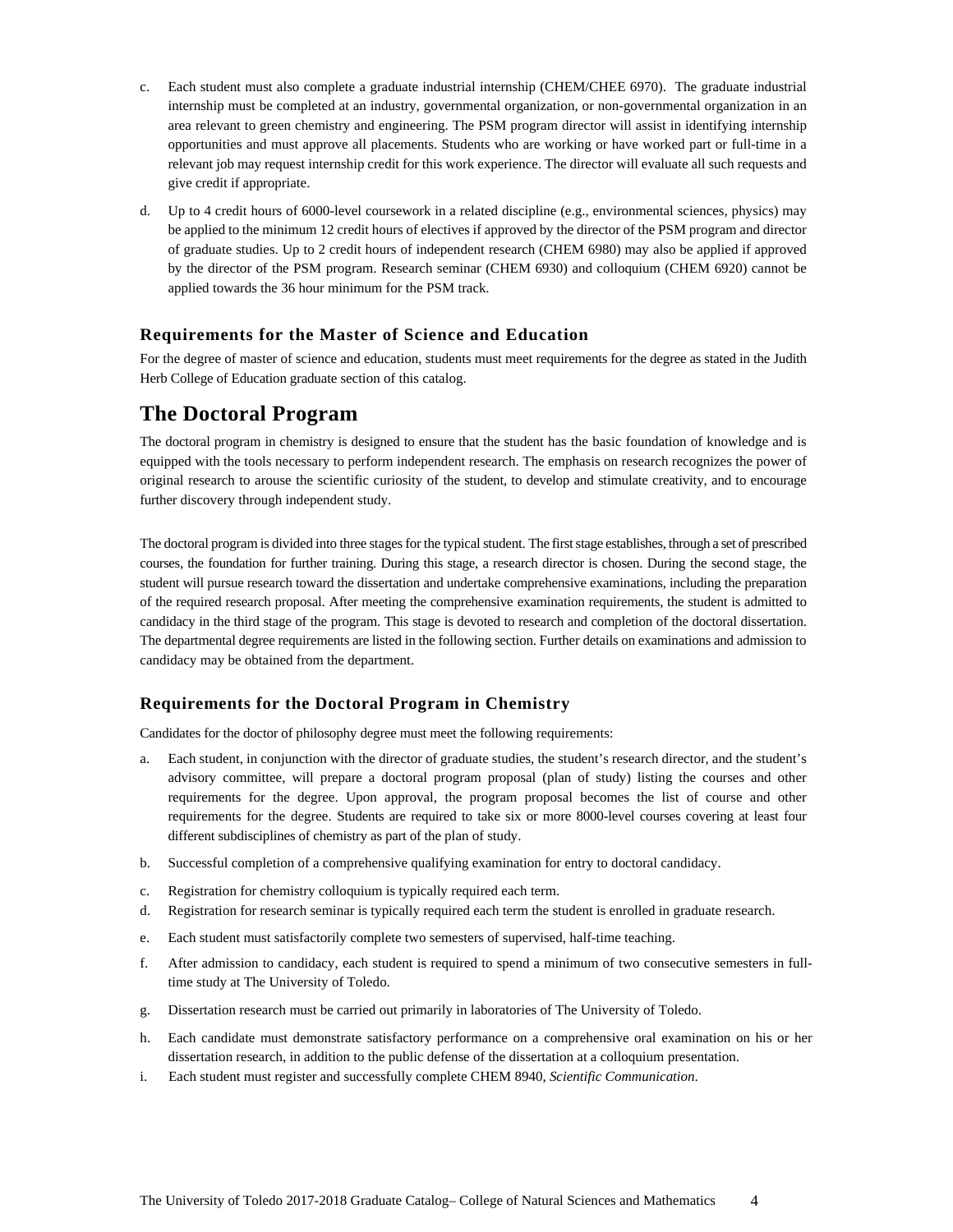c. Each student must also complete a graduate industrial internship (CHEM/CHEE 6970). The graduate industrial internship must be completed at an industry, governmental organization, or non-governmental organization in an area relevant to green chemistry and engineering. The PSM program director will assist in identifying internship opportunities and must approve all placements. Students who are working or have worked part or full-time in a relevant job may request internship credit for this work experience. The director will evaluate all such requests and give credit if appropriate.

d. Up to 4 credit hours of 6000-level coursework in a related discipline (e.g., environmental sciences, physics) may be applied to the minimum 12 credit hours of electives if approved by the director of the PSM program and director of graduate studies. Up to 2 credit hours of independent research (CHEM 6980) may also be applied if approved by the director of the PSM program. Research seminar (CHEM 6930) and colloquium (CHEM 6920) cannot be applied towards the 36 hour minimum for the PSM track.

### Requirements for the Master of Science and Education

For the degree of master of science and education, students must meet requirements for the degree as stated in the Judith Herb College of Education graduate section of this catalog.

## The Doctoral Program

The doctoral program in chemistry is designed to ensure that the student has the basic foundation of knowledge and is equipped with the tools necessary to perform independent research. The emphasis on research recognizes the power of original research to arouse the scientific curiosity of the student, to develop and stimulate creativity, and to encourage further discovery through independent study.

The doctoral program is divided into three stages for the typical student. The first stage establishes, through a set of prescribed courses, the foundation for further training. During this stage, a research director is chosen. During the second stage, the student will pursue research toward the dissertation and undertake comprehensive examinations, including the preparation of the required research proposal. After meeting the comprehensive examination requirements, the student is admitted to candidacy in the third stage of the program. This stage is devoted to research and completion of the doctoral dissertation. The departmental degree requirements are listed in the following section. Further details on examinations and admission to candidacy may be obtained from the department.

### Requirements for the Doctoral Program in Chemistry

Candidates for the doctor of philosophy degree must meet the following requirements:

a. Each student, in conjunction with the director of graduate studies, the student's research director, and the student's advisory committee, will prepare a doctoral program proposal (plan of study) listing the courses and other requirements for the degree. Upon approval, the program proposal becomes the list of course and other requirements for the degree. Students are required to take six or more 8000-level courses covering at least four different subdisciplines of chemistry as part of the plan of study.

b. Successful completion of a comprehensive qualifying examination for entry to doctoral candidacy.

c. Registration for chemistry colloquium is typically required each term.

d. Registration for research seminar is typically required each term the student is enrolled in graduate research.

e. Each student must satisfactorily complete two semesters of supervised, half-time teaching.

f. After admission to candidacy, each student is required to spend a minimum of two consecutive semesters in full-time study at The University of Toledo.

g. Dissertation research must be carried out primarily in laboratories of The University of Toledo.

h. Each candidate must demonstrate satisfactory performance on a comprehensive oral examination on his or her dissertation research, in addition to the public defense of the dissertation at a colloquium presentation.

i. Each student must register and successfully complete CHEM 8940, *Scientific Communication*.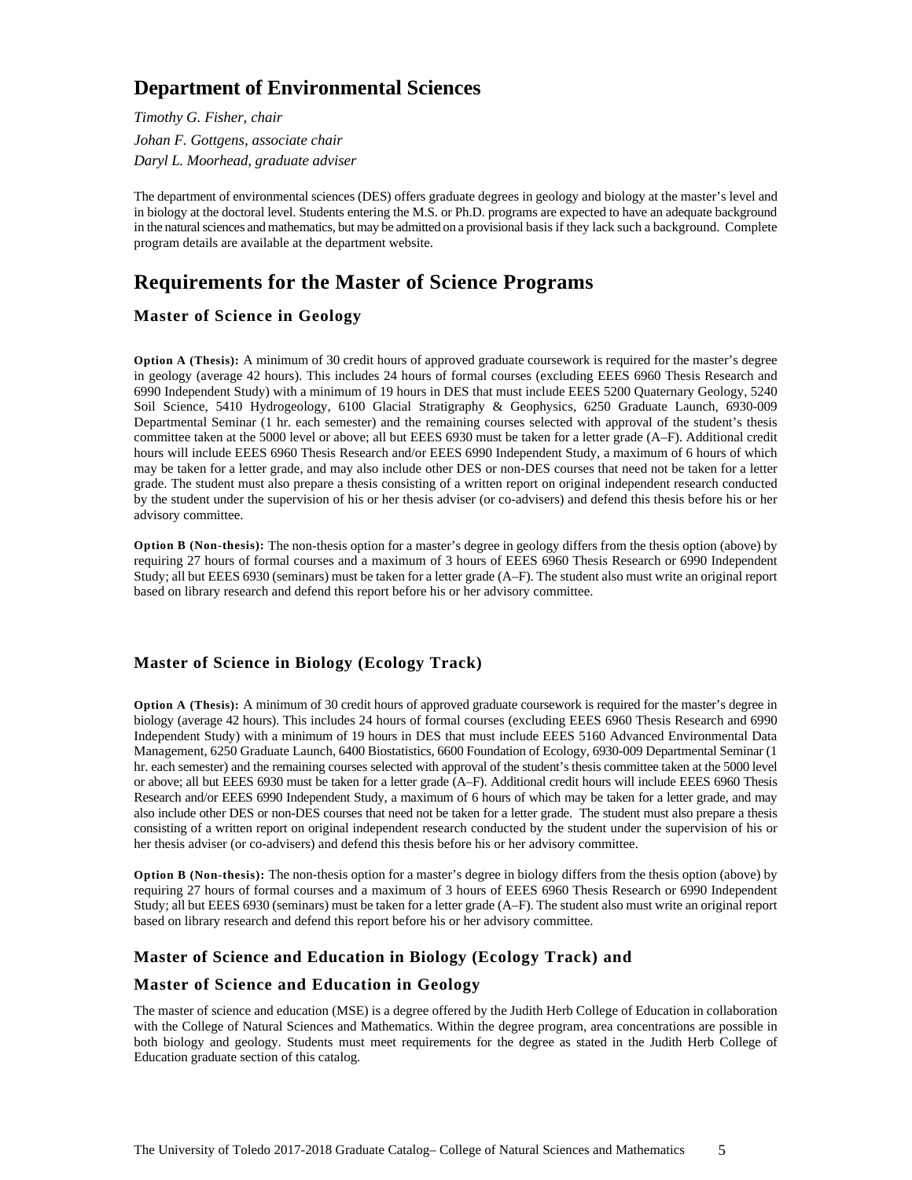# Department of Environmental Sciences

*Timothy G. Fisher, chair*

*Johan F. Gottgens, associate chair*

*Daryl L. Moorhead, graduate adviser*

The department of environmental sciences (DES) offers graduate degrees in geology and biology at the master's level and in biology at the doctoral level. Students entering the M.S. or Ph.D. programs are expected to have an adequate background in the natural sciences and mathematics, but may be admitted on a provisional basis if they lack such a background. Complete program details are available at the department website.

# Requirements for the Master of Science Programs

## Master of Science in Geology

**Option A (Thesis):** A minimum of 30 credit hours of approved graduate coursework is required for the master's degree in geology (average 42 hours). This includes 24 hours of formal courses (excluding EEES 6960 Thesis Research and 6990 Independent Study) with a minimum of 19 hours in DES that must include EEES 5200 Quaternary Geology, 5240 Soil Science, 5410 Hydrogeology, 6100 Glacial Stratigraphy & Geophysics, 6250 Graduate Launch, 6930-009 Departmental Seminar (1 hr. each semester) and the remaining courses selected with approval of the student's thesis committee taken at the 5000 level or above; all but EEES 6930 must be taken for a letter grade (A–F). Additional credit hours will include EEES 6960 Thesis Research and/or EEES 6990 Independent Study, a maximum of 6 hours of which may be taken for a letter grade, and may also include other DES or non-DES courses that need not be taken for a letter grade. The student must also prepare a thesis consisting of a written report on original independent research conducted by the student under the supervision of his or her thesis adviser (or co-advisers) and defend this thesis before his or her advisory committee.

**Option B (Non-thesis):** The non-thesis option for a master's degree in geology differs from the thesis option (above) by requiring 27 hours of formal courses and a maximum of 3 hours of EEES 6960 Thesis Research or 6990 Independent Study; all but EEES 6930 (seminars) must be taken for a letter grade (A–F). The student also must write an original report based on library research and defend this report before his or her advisory committee.

## Master of Science in Biology (Ecology Track)

**Option A (Thesis):** A minimum of 30 credit hours of approved graduate coursework is required for the master's degree in biology (average 42 hours). This includes 24 hours of formal courses (excluding EEES 6960 Thesis Research and 6990 Independent Study) with a minimum of 19 hours in DES that must include EEES 5160 Advanced Environmental Data Management, 6250 Graduate Launch, 6400 Biostatistics, 6600 Foundation of Ecology, 6930-009 Departmental Seminar (1 hr. each semester) and the remaining courses selected with approval of the student's thesis committee taken at the 5000 level or above; all but EEES 6930 must be taken for a letter grade (A–F). Additional credit hours will include EEES 6960 Thesis Research and/or EEES 6990 Independent Study, a maximum of 6 hours of which may be taken for a letter grade, and may also include other DES or non-DES courses that need not be taken for a letter grade. The student must also prepare a thesis consisting of a written report on original independent research conducted by the student under the supervision of his or her thesis adviser (or co-advisers) and defend this thesis before his or her advisory committee.

**Option B (Non-thesis):** The non-thesis option for a master's degree in biology differs from the thesis option (above) by requiring 27 hours of formal courses and a maximum of 3 hours of EEES 6960 Thesis Research or 6990 Independent Study; all but EEES 6930 (seminars) must be taken for a letter grade (A–F). The student also must write an original report based on library research and defend this report before his or her advisory committee.

## Master of Science and Education in Biology (Ecology Track) and

## Master of Science and Education in Geology

The master of science and education (MSE) is a degree offered by the Judith Herb College of Education in collaboration with the College of Natural Sciences and Mathematics. Within the degree program, area concentrations are possible in both biology and geology. Students must meet requirements for the degree as stated in the Judith Herb College of Education graduate section of this catalog.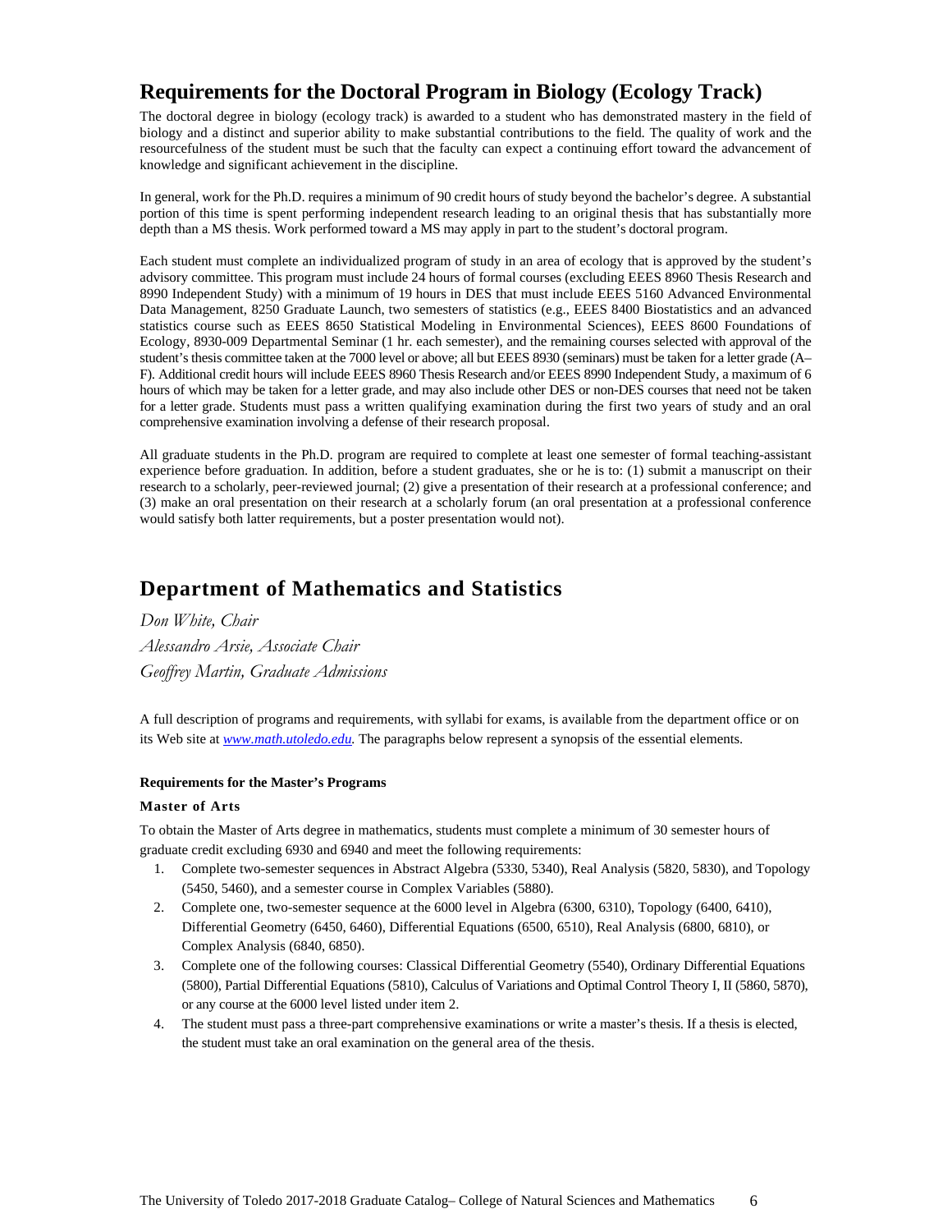## Requirements for the Doctoral Program in Biology (Ecology Track)

The doctoral degree in biology (ecology track) is awarded to a student who has demonstrated mastery in the field of biology and a distinct and superior ability to make substantial contributions to the field. The quality of work and the resourcefulness of the student must be such that the faculty can expect a continuing effort toward the advancement of knowledge and significant achievement in the discipline.

In general, work for the Ph.D. requires a minimum of 90 credit hours of study beyond the bachelor's degree. A substantial portion of this time is spent performing independent research leading to an original thesis that has substantially more depth than a MS thesis. Work performed toward a MS may apply in part to the student's doctoral program.

Each student must complete an individualized program of study in an area of ecology that is approved by the student's advisory committee. This program must include 24 hours of formal courses (excluding EEES 8960 Thesis Research and 8990 Independent Study) with a minimum of 19 hours in DES that must include EEES 5160 Advanced Environmental Data Management, 8250 Graduate Launch, two semesters of statistics (e.g., EEES 8400 Biostatistics and an advanced statistics course such as EEES 8650 Statistical Modeling in Environmental Sciences), EEES 8600 Foundations of Ecology, 8930-009 Departmental Seminar (1 hr. each semester), and the remaining courses selected with approval of the student's thesis committee taken at the 7000 level or above; all but EEES 8930 (seminars) must be taken for a letter grade (A–F). Additional credit hours will include EEES 8960 Thesis Research and/or EEES 8990 Independent Study, a maximum of 6 hours of which may be taken for a letter grade, and may also include other DES or non-DES courses that need not be taken for a letter grade. Students must pass a written qualifying examination during the first two years of study and an oral comprehensive examination involving a defense of their research proposal.

All graduate students in the Ph.D. program are required to complete at least one semester of formal teaching-assistant experience before graduation. In addition, before a student graduates, she or he is to: (1) submit a manuscript on their research to a scholarly, peer-reviewed journal; (2) give a presentation of their research at a professional conference; and (3) make an oral presentation on their research at a scholarly forum (an oral presentation at a professional conference would satisfy both latter requirements, but a poster presentation would not).

## Department of Mathematics and Statistics

*Don White, Chair*

*Alessandro Arsie, Associate Chair*

*Geoffrey Martin, Graduate Admissions*

A full description of programs and requirements, with syllabi for exams, is available from the department office or on its Web site at [www.math.utoledo.edu](www.math.utoledo.edu). The paragraphs below represent a synopsis of the essential elements.

#### Requirements for the Master's Programs

#### Master of Arts

To obtain the Master of Arts degree in mathematics, students must complete a minimum of 30 semester hours of graduate credit excluding 6930 and 6940 and meet the following requirements:

1. Complete two-semester sequences in Abstract Algebra (5330, 5340), Real Analysis (5820, 5830), and Topology (5450, 5460), and a semester course in Complex Variables (5880).
2. Complete one, two-semester sequence at the 6000 level in Algebra (6300, 6310), Topology (6400, 6410), Differential Geometry (6450, 6460), Differential Equations (6500, 6510), Real Analysis (6800, 6810), or Complex Analysis (6840, 6850).
3. Complete one of the following courses: Classical Differential Geometry (5540), Ordinary Differential Equations (5800), Partial Differential Equations (5810), Calculus of Variations and Optimal Control Theory I, II (5860, 5870), or any course at the 6000 level listed under item 2.
4. The student must pass a three-part comprehensive examinations or write a master's thesis. If a thesis is elected, the student must take an oral examination on the general area of the thesis.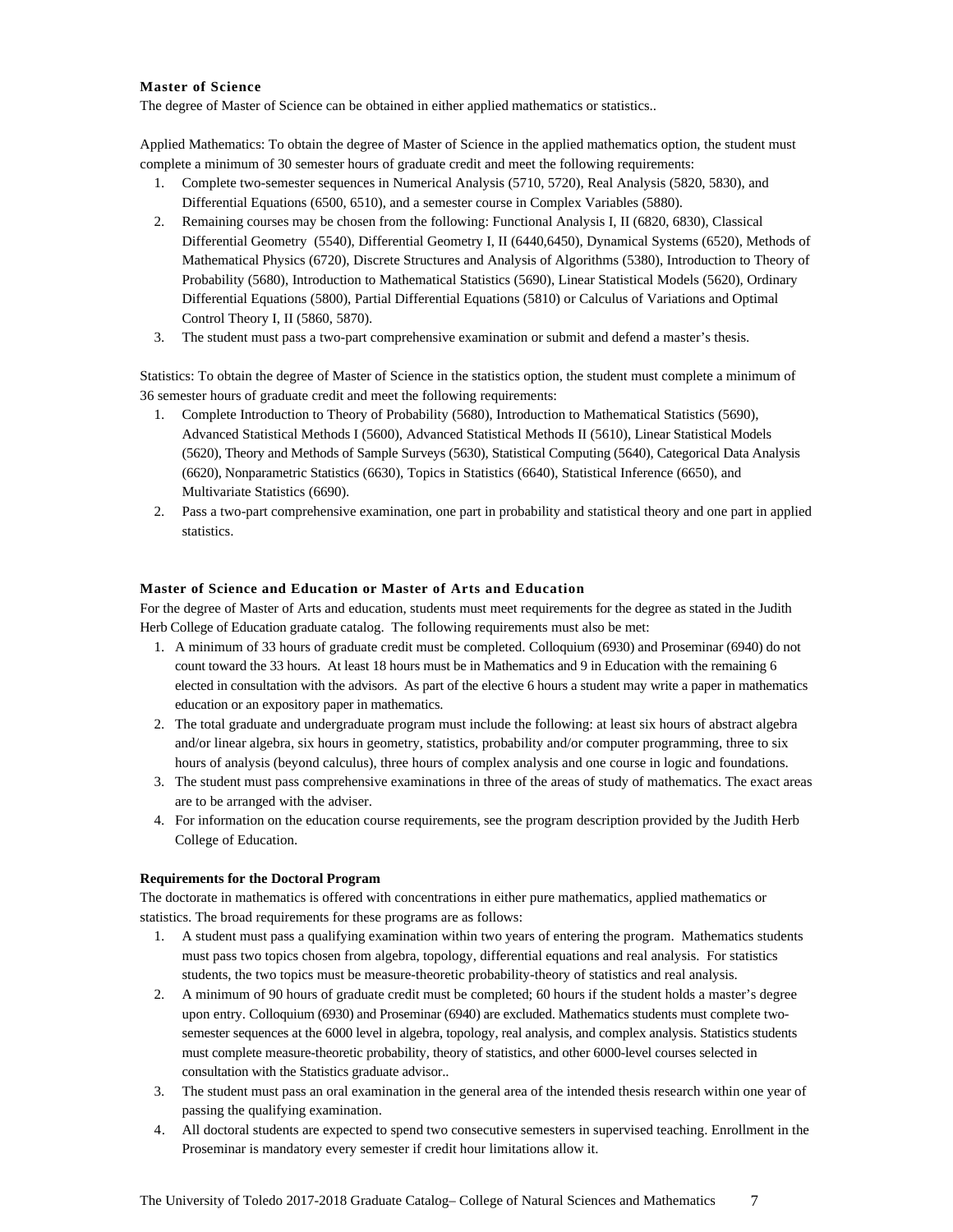### Master of Science

The degree of Master of Science can be obtained in either applied mathematics or statistics..

Applied Mathematics: To obtain the degree of Master of Science in the applied mathematics option, the student must complete a minimum of 30 semester hours of graduate credit and meet the following requirements:

1. Complete two-semester sequences in Numerical Analysis (5710, 5720), Real Analysis (5820, 5830), and Differential Equations (6500, 6510), and a semester course in Complex Variables (5880).
2. Remaining courses may be chosen from the following: Functional Analysis I, II (6820, 6830), Classical Differential Geometry (5540), Differential Geometry I, II (6440,6450), Dynamical Systems (6520), Methods of Mathematical Physics (6720), Discrete Structures and Analysis of Algorithms (5380), Introduction to Theory of Probability (5680), Introduction to Mathematical Statistics (5690), Linear Statistical Models (5620), Ordinary Differential Equations (5800), Partial Differential Equations (5810) or Calculus of Variations and Optimal Control Theory I, II (5860, 5870).
3. The student must pass a two-part comprehensive examination or submit and defend a master's thesis.

Statistics: To obtain the degree of Master of Science in the statistics option, the student must complete a minimum of 36 semester hours of graduate credit and meet the following requirements:

1. Complete Introduction to Theory of Probability (5680), Introduction to Mathematical Statistics (5690), Advanced Statistical Methods I (5600), Advanced Statistical Methods II (5610), Linear Statistical Models (5620), Theory and Methods of Sample Surveys (5630), Statistical Computing (5640), Categorical Data Analysis (6620), Nonparametric Statistics (6630), Topics in Statistics (6640), Statistical Inference (6650), and Multivariate Statistics (6690).
2. Pass a two-part comprehensive examination, one part in probability and statistical theory and one part in applied statistics.

### Master of Science and Education or Master of Arts and Education

For the degree of Master of Arts and education, students must meet requirements for the degree as stated in the Judith Herb College of Education graduate catalog. The following requirements must also be met:

1. A minimum of 33 hours of graduate credit must be completed. Colloquium (6930) and Proseminar (6940) do not count toward the 33 hours. At least 18 hours must be in Mathematics and 9 in Education with the remaining 6 elected in consultation with the advisors. As part of the elective 6 hours a student may write a paper in mathematics education or an expository paper in mathematics.
2. The total graduate and undergraduate program must include the following: at least six hours of abstract algebra and/or linear algebra, six hours in geometry, statistics, probability and/or computer programming, three to six hours of analysis (beyond calculus), three hours of complex analysis and one course in logic and foundations.
3. The student must pass comprehensive examinations in three of the areas of study of mathematics. The exact areas are to be arranged with the adviser.
4. For information on the education course requirements, see the program description provided by the Judith Herb College of Education.

### Requirements for the Doctoral Program

The doctorate in mathematics is offered with concentrations in either pure mathematics, applied mathematics or statistics. The broad requirements for these programs are as follows:

1. A student must pass a qualifying examination within two years of entering the program. Mathematics students must pass two topics chosen from algebra, topology, differential equations and real analysis. For statistics students, the two topics must be measure-theoretic probability-theory of statistics and real analysis.
2. A minimum of 90 hours of graduate credit must be completed; 60 hours if the student holds a master's degree upon entry. Colloquium (6930) and Proseminar (6940) are excluded. Mathematics students must complete two-semester sequences at the 6000 level in algebra, topology, real analysis, and complex analysis. Statistics students must complete measure-theoretic probability, theory of statistics, and other 6000-level courses selected in consultation with the Statistics graduate advisor..
3. The student must pass an oral examination in the general area of the intended thesis research within one year of passing the qualifying examination.
4. All doctoral students are expected to spend two consecutive semesters in supervised teaching. Enrollment in the Proseminar is mandatory every semester if credit hour limitations allow it.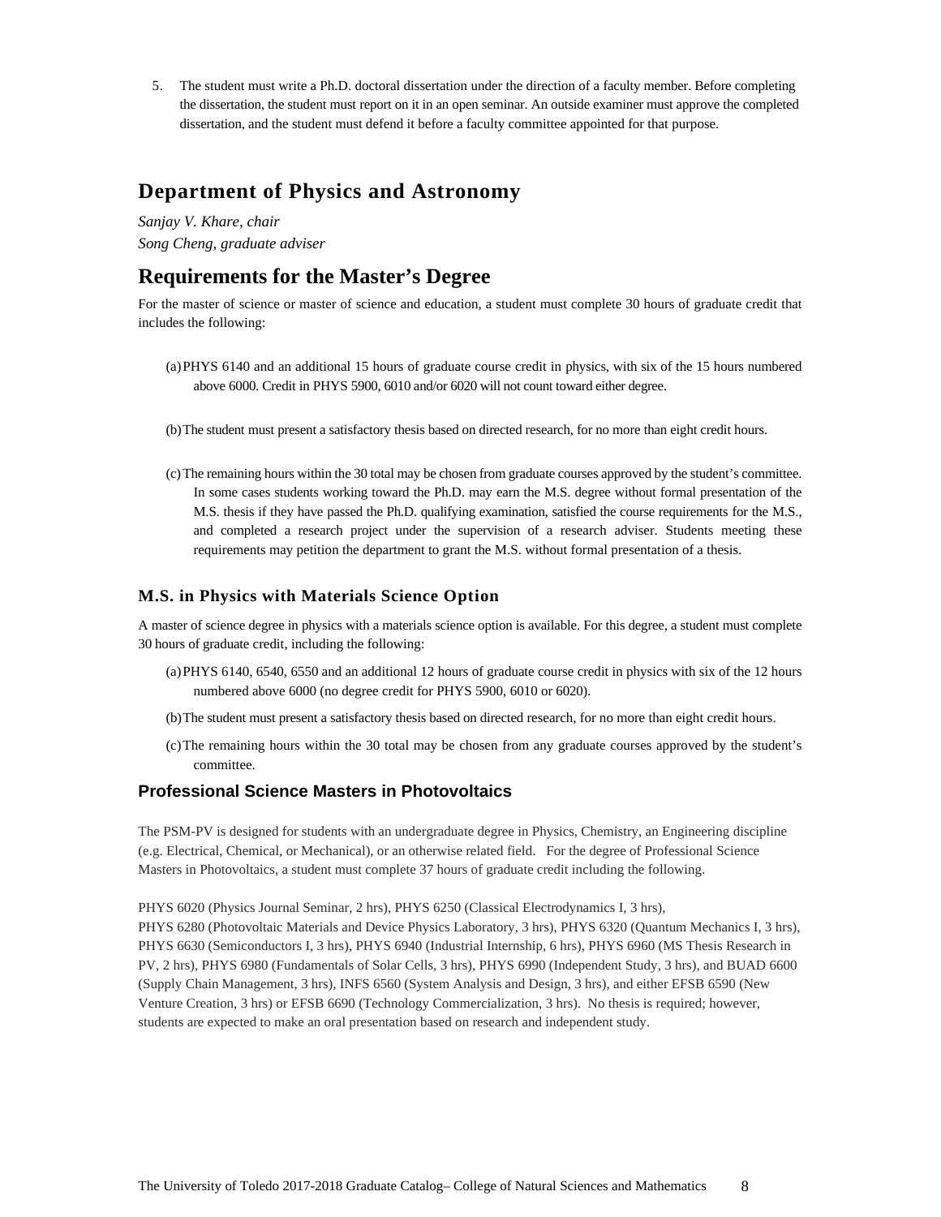5. The student must write a Ph.D. doctoral dissertation under the direction of a faculty member. Before completing the dissertation, the student must report on it in an open seminar. An outside examiner must approve the completed dissertation, and the student must defend it before a faculty committee appointed for that purpose.

# Department of Physics and Astronomy

*Sanjay V. Khare, chair*
*Song Cheng, graduate adviser*

# Requirements for the Master's Degree

For the master of science or master of science and education, a student must complete 30 hours of graduate credit that includes the following:

(a) PHYS 6140 and an additional 15 hours of graduate course credit in physics, with six of the 15 hours numbered above 6000. Credit in PHYS 5900, 6010 and/or 6020 will not count toward either degree.

(b) The student must present a satisfactory thesis based on directed research, for no more than eight credit hours.

(c) The remaining hours within the 30 total may be chosen from graduate courses approved by the student's committee. In some cases students working toward the Ph.D. may earn the M.S. degree without formal presentation of the M.S. thesis if they have passed the Ph.D. qualifying examination, satisfied the course requirements for the M.S., and completed a research project under the supervision of a research adviser. Students meeting these requirements may petition the department to grant the M.S. without formal presentation of a thesis.

### M.S. in Physics with Materials Science Option

A master of science degree in physics with a materials science option is available. For this degree, a student must complete 30 hours of graduate credit, including the following:

(a) PHYS 6140, 6540, 6550 and an additional 12 hours of graduate course credit in physics with six of the 12 hours numbered above 6000 (no degree credit for PHYS 5900, 6010 or 6020).

(b) The student must present a satisfactory thesis based on directed research, for no more than eight credit hours.

(c) The remaining hours within the 30 total may be chosen from any graduate courses approved by the student's committee.

### Professional Science Masters in Photovoltaics

The PSM-PV is designed for students with an undergraduate degree in Physics, Chemistry, an Engineering discipline (e.g. Electrical, Chemical, or Mechanical), or an otherwise related field. For the degree of Professional Science Masters in Photovoltaics, a student must complete 37 hours of graduate credit including the following.

PHYS 6020 (Physics Journal Seminar, 2 hrs), PHYS 6250 (Classical Electrodynamics I, 3 hrs), PHYS 6280 (Photovoltaic Materials and Device Physics Laboratory, 3 hrs), PHYS 6320 (Quantum Mechanics I, 3 hrs), PHYS 6630 (Semiconductors I, 3 hrs), PHYS 6940 (Industrial Internship, 6 hrs), PHYS 6960 (MS Thesis Research in PV, 2 hrs), PHYS 6980 (Fundamentals of Solar Cells, 3 hrs), PHYS 6990 (Independent Study, 3 hrs), and BUAD 6600 (Supply Chain Management, 3 hrs), INFS 6560 (System Analysis and Design, 3 hrs), and either EFSB 6590 (New Venture Creation, 3 hrs) or EFSB 6690 (Technology Commercialization, 3 hrs). No thesis is required; however, students are expected to make an oral presentation based on research and independent study.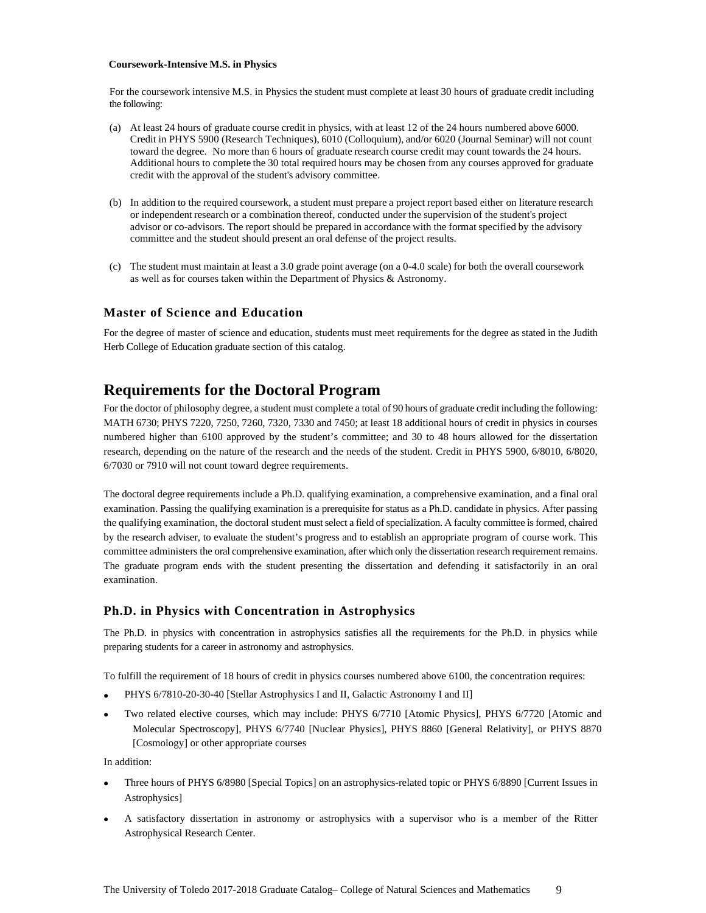**Coursework-Intensive M.S. in Physics**

For the coursework intensive M.S. in Physics the student must complete at least 30 hours of graduate credit including the following:

(a) At least 24 hours of graduate course credit in physics, with at least 12 of the 24 hours numbered above 6000. Credit in PHYS 5900 (Research Techniques), 6010 (Colloquium), and/or 6020 (Journal Seminar) will not count toward the degree. No more than 6 hours of graduate research course credit may count towards the 24 hours. Additional hours to complete the 30 total required hours may be chosen from any courses approved for graduate credit with the approval of the student's advisory committee.

(b) In addition to the required coursework, a student must prepare a project report based either on literature research or independent research or a combination thereof, conducted under the supervision of the student's project advisor or co-advisors. The report should be prepared in accordance with the format specified by the advisory committee and the student should present an oral defense of the project results.

(c) The student must maintain at least a 3.0 grade point average (on a 0-4.0 scale) for both the overall coursework as well as for courses taken within the Department of Physics & Astronomy.

### Master of Science and Education

For the degree of master of science and education, students must meet requirements for the degree as stated in the Judith Herb College of Education graduate section of this catalog.

## Requirements for the Doctoral Program

For the doctor of philosophy degree, a student must complete a total of 90 hours of graduate credit including the following: MATH 6730; PHYS 7220, 7250, 7260, 7320, 7330 and 7450; at least 18 additional hours of credit in physics in courses numbered higher than 6100 approved by the student's committee; and 30 to 48 hours allowed for the dissertation research, depending on the nature of the research and the needs of the student. Credit in PHYS 5900, 6/8010, 6/8020, 6/7030 or 7910 will not count toward degree requirements.

The doctoral degree requirements include a Ph.D. qualifying examination, a comprehensive examination, and a final oral examination. Passing the qualifying examination is a prerequisite for status as a Ph.D. candidate in physics. After passing the qualifying examination, the doctoral student must select a field of specialization. A faculty committee is formed, chaired by the research adviser, to evaluate the student's progress and to establish an appropriate program of course work. This committee administers the oral comprehensive examination, after which only the dissertation research requirement remains. The graduate program ends with the student presenting the dissertation and defending it satisfactorily in an oral examination.

### Ph.D. in Physics with Concentration in Astrophysics

The Ph.D. in physics with concentration in astrophysics satisfies all the requirements for the Ph.D. in physics while preparing students for a career in astronomy and astrophysics.

To fulfill the requirement of 18 hours of credit in physics courses numbered above 6100, the concentration requires:

- PHYS 6/7810-20-30-40 [Stellar Astrophysics I and II, Galactic Astronomy I and II]
- Two related elective courses, which may include: PHYS 6/7710 [Atomic Physics], PHYS 6/7720 [Atomic and Molecular Spectroscopy], PHYS 6/7740 [Nuclear Physics], PHYS 8860 [General Relativity], or PHYS 8870 [Cosmology] or other appropriate courses

In addition:

- Three hours of PHYS 6/8980 [Special Topics] on an astrophysics-related topic or PHYS 6/8890 [Current Issues in Astrophysics]
- A satisfactory dissertation in astronomy or astrophysics with a supervisor who is a member of the Ritter Astrophysical Research Center.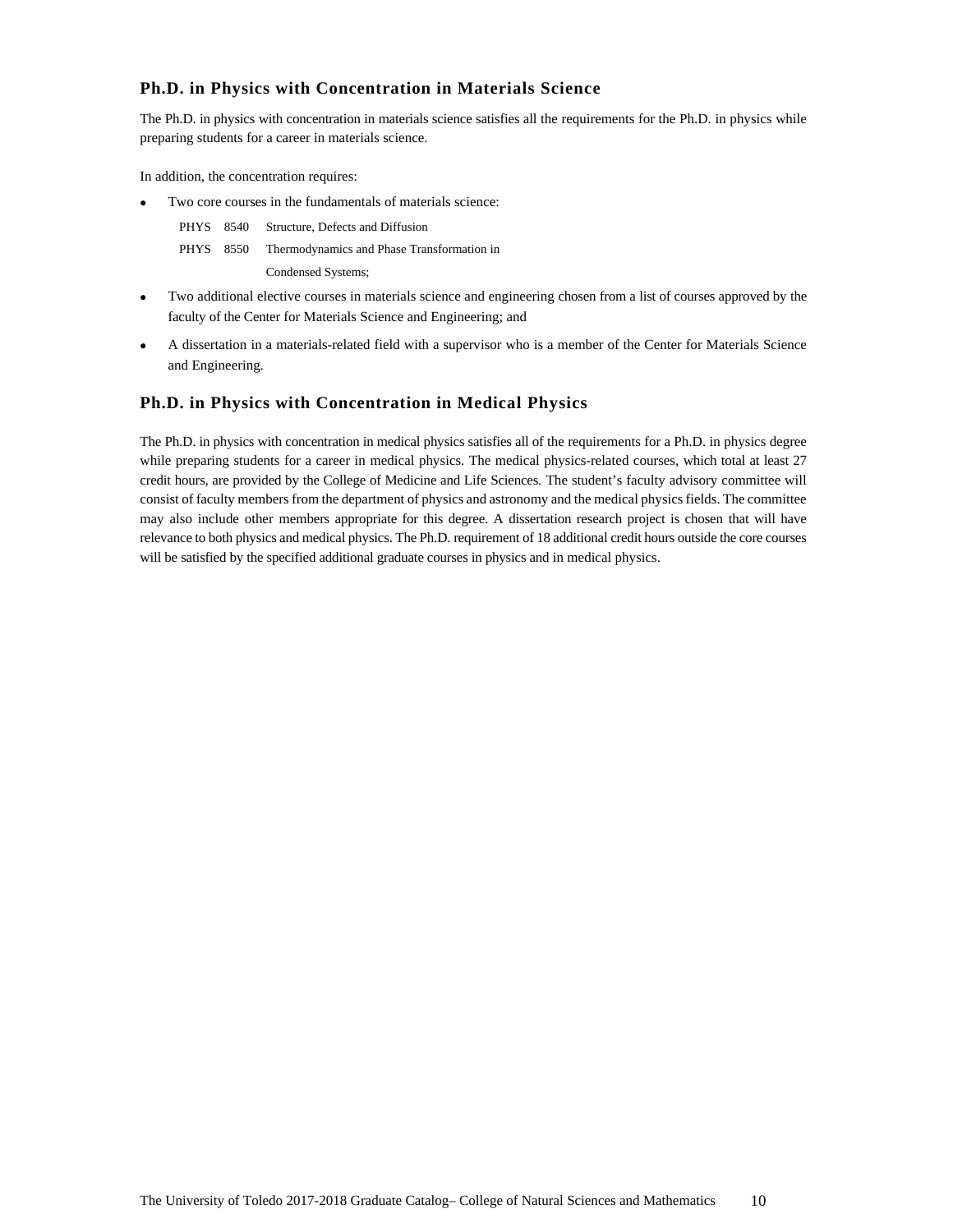### Ph.D. in Physics with Concentration in Materials Science

The Ph.D. in physics with concentration in materials science satisfies all the requirements for the Ph.D. in physics while preparing students for a career in materials science.

In addition, the concentration requires:

- Two core courses in the fundamentals of materials science:

  PHYS 8540 Structure, Defects and Diffusion

  PHYS 8550 Thermodynamics and Phase Transformation in Condensed Systems;

- Two additional elective courses in materials science and engineering chosen from a list of courses approved by the faculty of the Center for Materials Science and Engineering; and
- A dissertation in a materials-related field with a supervisor who is a member of the Center for Materials Science and Engineering.

### Ph.D. in Physics with Concentration in Medical Physics

The Ph.D. in physics with concentration in medical physics satisfies all of the requirements for a Ph.D. in physics degree while preparing students for a career in medical physics. The medical physics-related courses, which total at least 27 credit hours, are provided by the College of Medicine and Life Sciences. The student's faculty advisory committee will consist of faculty members from the department of physics and astronomy and the medical physics fields. The committee may also include other members appropriate for this degree. A dissertation research project is chosen that will have relevance to both physics and medical physics. The Ph.D. requirement of 18 additional credit hours outside the core courses will be satisfied by the specified additional graduate courses in physics and in medical physics.